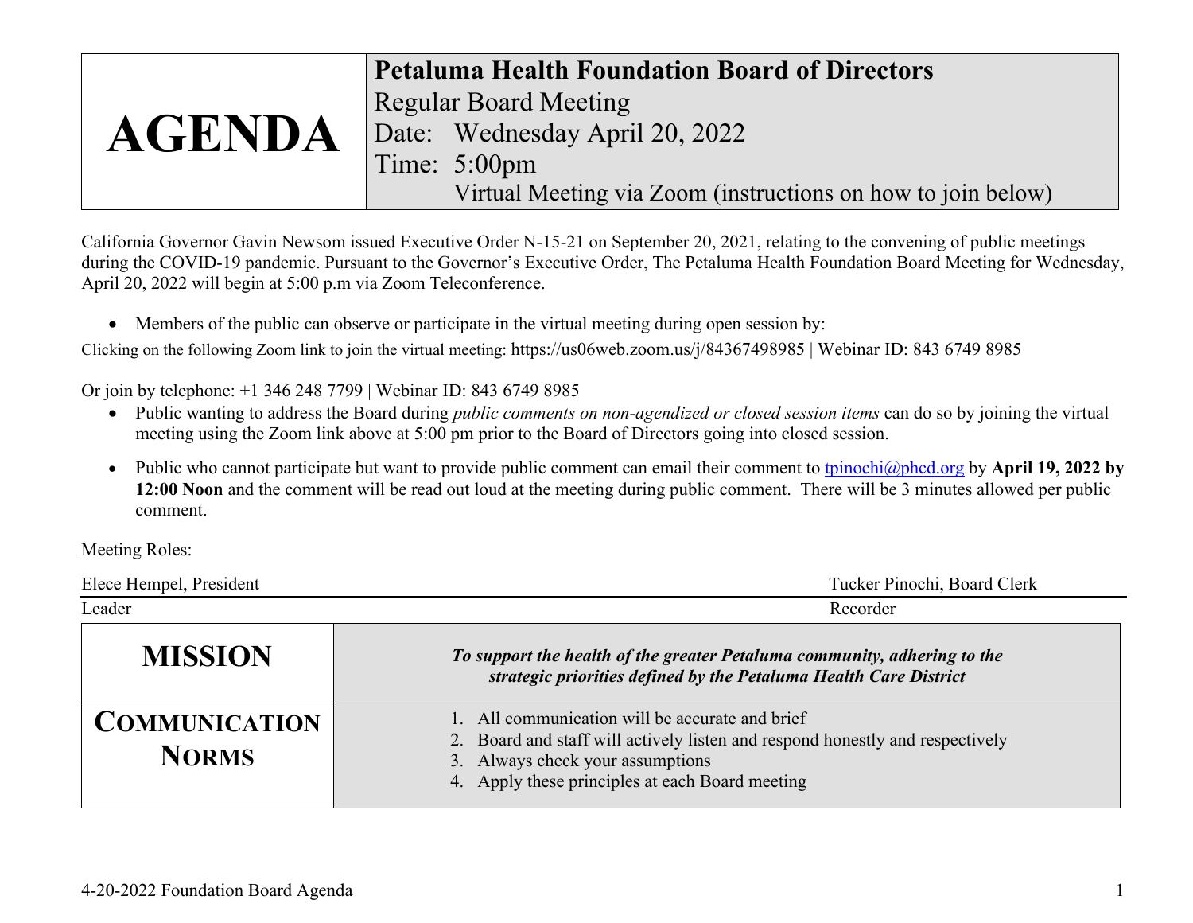| **AGENDA** | **Petaluma Health Foundation Board of Directors**<br>Regular Board Meeting<br>Date: Wednesday April 20, 2022<br>Time: 5:00pm<br>Virtual Meeting via Zoom (instructions on how to join below) |
|---|---|

California Governor Gavin Newsom issued Executive Order N-15-21 on September 20, 2021, relating to the convening of public meetings during the COVID-19 pandemic. Pursuant to the Governor's Executive Order, The Petaluma Health Foundation Board Meeting for Wednesday, April 20, 2022 will begin at 5:00 p.m via Zoom Teleconference.

- Members of the public can observe or participate in the virtual meeting during open session by:

Clicking on the following Zoom link to join the virtual meeting: https://us06web.zoom.us/j/84367498985 | Webinar ID: 843 6749 8985

Or join by telephone: +1 346 248 7799 | Webinar ID: 843 6749 8985

- Public wanting to address the Board during *public comments on non-agendized or closed session items* can do so by joining the virtual meeting using the Zoom link above at 5:00 pm prior to the Board of Directors going into closed session.
- Public who cannot participate but want to provide public comment can email their comment to tpinochi@phcd.org by **April 19, 2022 by 12:00 Noon** and the comment will be read out loud at the meeting during public comment. There will be 3 minutes allowed per public comment.

Meeting Roles:

| Elece Hempel, President | Tucker Pinochi, Board Clerk |
|---|---|
| Leader | Recorder |

| **MISSION** | ***To support the health of the greater Petaluma community, adhering to the strategic priorities defined by the Petaluma Health Care District*** |
|---|---|
| **COMMUNICATION NORMS** | 1. All communication will be accurate and brief<br>2. Board and staff will actively listen and respond honestly and respectively<br>3. Always check your assumptions<br>4. Apply these principles at each Board meeting |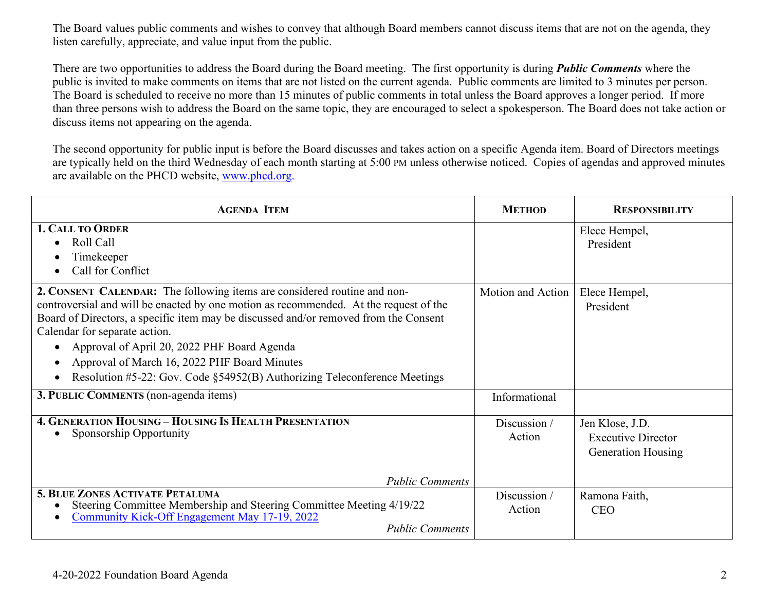The Board values public comments and wishes to convey that although Board members cannot discuss items that are not on the agenda, they listen carefully, appreciate, and value input from the public.

There are two opportunities to address the Board during the Board meeting. The first opportunity is during ***Public Comments*** where the public is invited to make comments on items that are not listed on the current agenda. Public comments are limited to 3 minutes per person. The Board is scheduled to receive no more than 15 minutes of public comments in total unless the Board approves a longer period. If more than three persons wish to address the Board on the same topic, they are encouraged to select a spokesperson. The Board does not take action or discuss items not appearing on the agenda.

The second opportunity for public input is before the Board discusses and takes action on a specific Agenda item. Board of Directors meetings are typically held on the third Wednesday of each month starting at 5:00 PM unless otherwise noticed. Copies of agendas and approved minutes are available on the PHCD website, www.phcd.org.

| AGENDA ITEM | METHOD | RESPONSIBILITY |
|---|---|---|
| **1. CALL TO ORDER**<br>• Roll Call<br>• Timekeeper<br>• Call for Conflict | | Elece Hempel, President |
| **2. CONSENT CALENDAR:** The following items are considered routine and non-controversial and will be enacted by one motion as recommended. At the request of the Board of Directors, a specific item may be discussed and/or removed from the Consent Calendar for separate action.<br>• Approval of April 20, 2022 PHF Board Agenda<br>• Approval of March 16, 2022 PHF Board Minutes<br>• Resolution #5-22: Gov. Code §54952(B) Authorizing Teleconference Meetings | Motion and Action | Elece Hempel, President |
| **3. PUBLIC COMMENTS** (non-agenda items) | Informational | |
| **4. GENERATION HOUSING – HOUSING IS HEALTH PRESENTATION**<br>• Sponsorship Opportunity<br>*Public Comments* | Discussion / Action | Jen Klose, J.D. Executive Director Generation Housing |
| **5. BLUE ZONES ACTIVATE PETALUMA**<br>• Steering Committee Membership and Steering Committee Meeting 4/19/22<br>• Community Kick-Off Engagement May 17-19, 2022<br>*Public Comments* | Discussion / Action | Ramona Faith, CEO |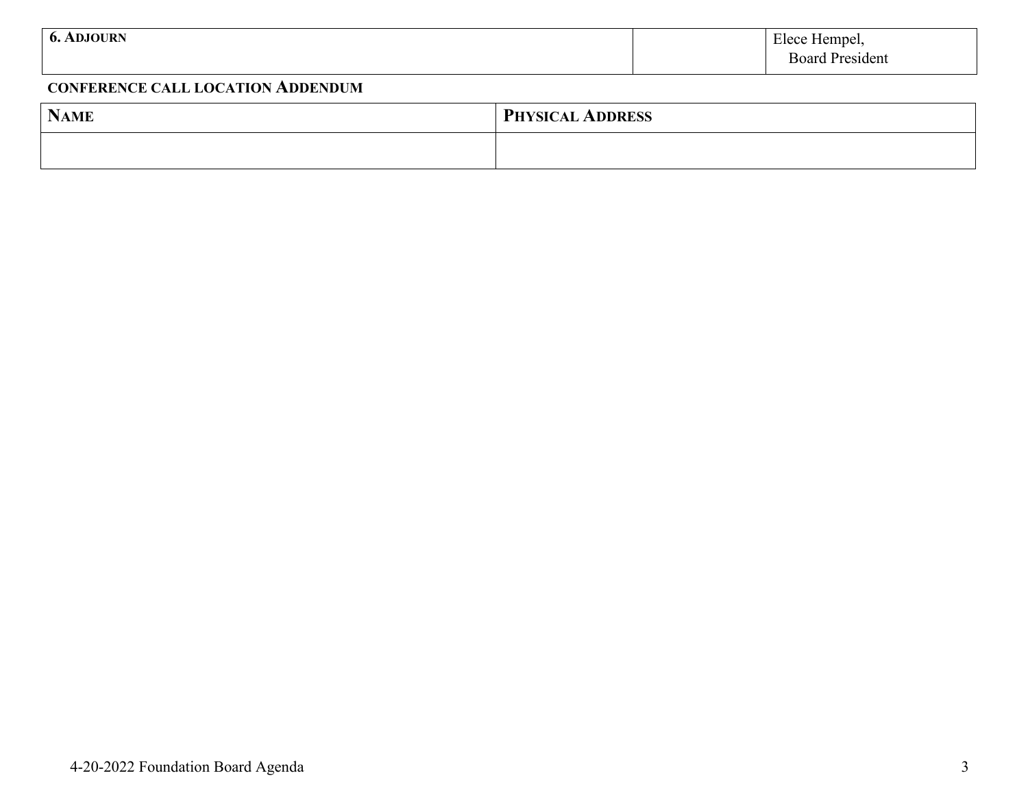| | | |
|---|---|---|
| **6. ADJOURN** | | Elece Hempel, Board President |

**CONFERENCE CALL LOCATION ADDENDUM**

| NAME | PHYSICAL ADDRESS |
|---|---|
| | |